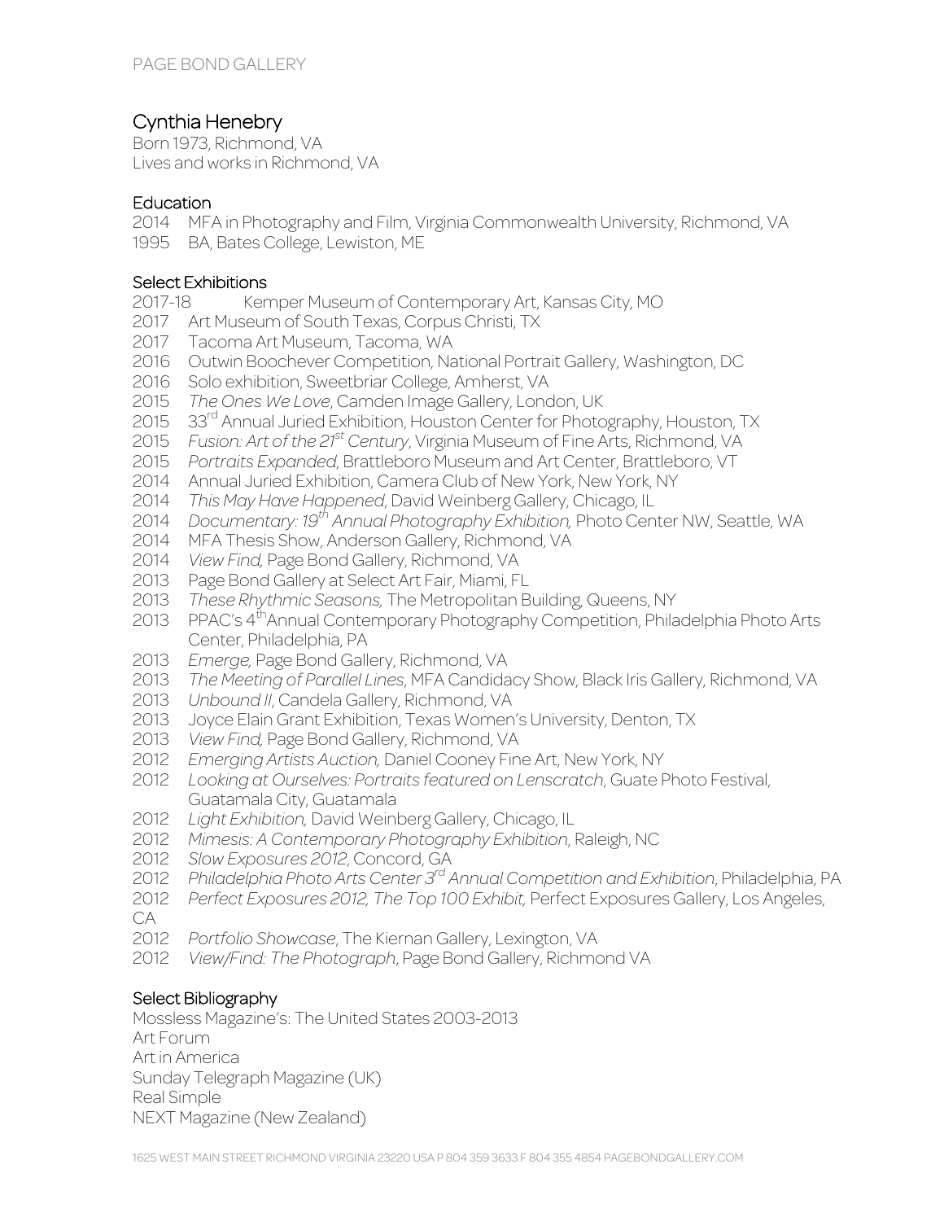PAGE BOND GALLERY

# Cynthia Henebry

Born 1973, Richmond, VA
Lives and works in Richmond, VA

## Education

2014 MFA in Photography and Film, Virginia Commonwealth University, Richmond, VA
1995 BA, Bates College, Lewiston, ME

## Select Exhibitions

2017-18 Kemper Museum of Contemporary Art, Kansas City, MO
2017 Art Museum of South Texas, Corpus Christi, TX
2017 Tacoma Art Museum, Tacoma, WA
2016 Outwin Boochever Competition, National Portrait Gallery, Washington, DC
2016 Solo exhibition, Sweetbriar College, Amherst, VA
2015 *The Ones We Love*, Camden Image Gallery, London, UK
2015 33rd Annual Juried Exhibition, Houston Center for Photography, Houston, TX
2015 *Fusion: Art of the 21st Century*, Virginia Museum of Fine Arts, Richmond, VA
2015 *Portraits Expanded*, Brattleboro Museum and Art Center, Brattleboro, VT
2014 Annual Juried Exhibition, Camera Club of New York, New York, NY
2014 *This May Have Happened*, David Weinberg Gallery, Chicago, IL
2014 *Documentary: 19th Annual Photography Exhibition,* Photo Center NW, Seattle, WA
2014 MFA Thesis Show, Anderson Gallery, Richmond, VA
2014 *View Find,* Page Bond Gallery, Richmond, VA
2013 Page Bond Gallery at Select Art Fair, Miami, FL
2013 *These Rhythmic Seasons,* The Metropolitan Building, Queens, NY
2013 PPAC's 4th Annual Contemporary Photography Competition, Philadelphia Photo Arts Center, Philadelphia, PA
2013 *Emerge,* Page Bond Gallery, Richmond, VA
2013 *The Meeting of Parallel Lines*, MFA Candidacy Show, Black Iris Gallery, Richmond, VA
2013 *Unbound II*, Candela Gallery, Richmond, VA
2013 Joyce Elain Grant Exhibition, Texas Women's University, Denton, TX
2013 *View Find,* Page Bond Gallery, Richmond, VA
2012 *Emerging Artists Auction,* Daniel Cooney Fine Art, New York, NY
2012 *Looking at Ourselves: Portraits featured on Lenscratch*, Guate Photo Festival, Guatamala City, Guatamala
2012 *Light Exhibition,* David Weinberg Gallery, Chicago, IL
2012 *Mimesis: A Contemporary Photography Exhibition*, Raleigh, NC
2012 *Slow Exposures 2012*, Concord, GA
2012 *Philadelphia Photo Arts Center 3rd Annual Competition and Exhibition*, Philadelphia, PA
2012 *Perfect Exposures 2012, The Top 100 Exhibit,* Perfect Exposures Gallery, Los Angeles, CA
2012 *Portfolio Showcase*, The Kiernan Gallery, Lexington, VA
2012 *View/Find: The Photograph*, Page Bond Gallery, Richmond VA

## Select Bibliography

Mossless Magazine's: The United States 2003-2013
Art Forum
Art in America
Sunday Telegraph Magazine (UK)
Real Simple
NEXT Magazine (New Zealand)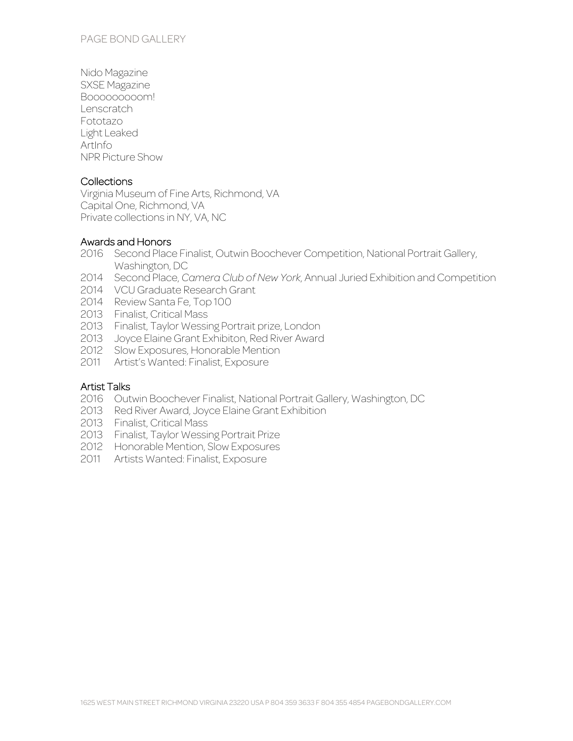Nido Magazine
SXSE Magazine
Boooooooooom!
Lenscratch
Fototazo
Light Leaked
ArtInfo
NPR Picture Show

## Collections

Virginia Museum of Fine Arts, Richmond, VA
Capital One, Richmond, VA
Private collections in NY, VA, NC

## Awards and Honors

2016 Second Place Finalist, Outwin Boochever Competition, National Portrait Gallery, Washington, DC
2014 Second Place, *Camera Club of New York*, Annual Juried Exhibition and Competition
2014 VCU Graduate Research Grant
2014 Review Santa Fe, Top 100
2013 Finalist, Critical Mass
2013 Finalist, Taylor Wessing Portrait prize, London
2013 Joyce Elaine Grant Exhibiton, Red River Award
2012 Slow Exposures, Honorable Mention
2011 Artist's Wanted: Finalist, Exposure

## Artist Talks

2016 Outwin Boochever Finalist, National Portrait Gallery, Washington, DC
2013 Red River Award, Joyce Elaine Grant Exhibition
2013 Finalist, Critical Mass
2013 Finalist, Taylor Wessing Portrait Prize
2012 Honorable Mention, Slow Exposures
2011 Artists Wanted: Finalist, Exposure